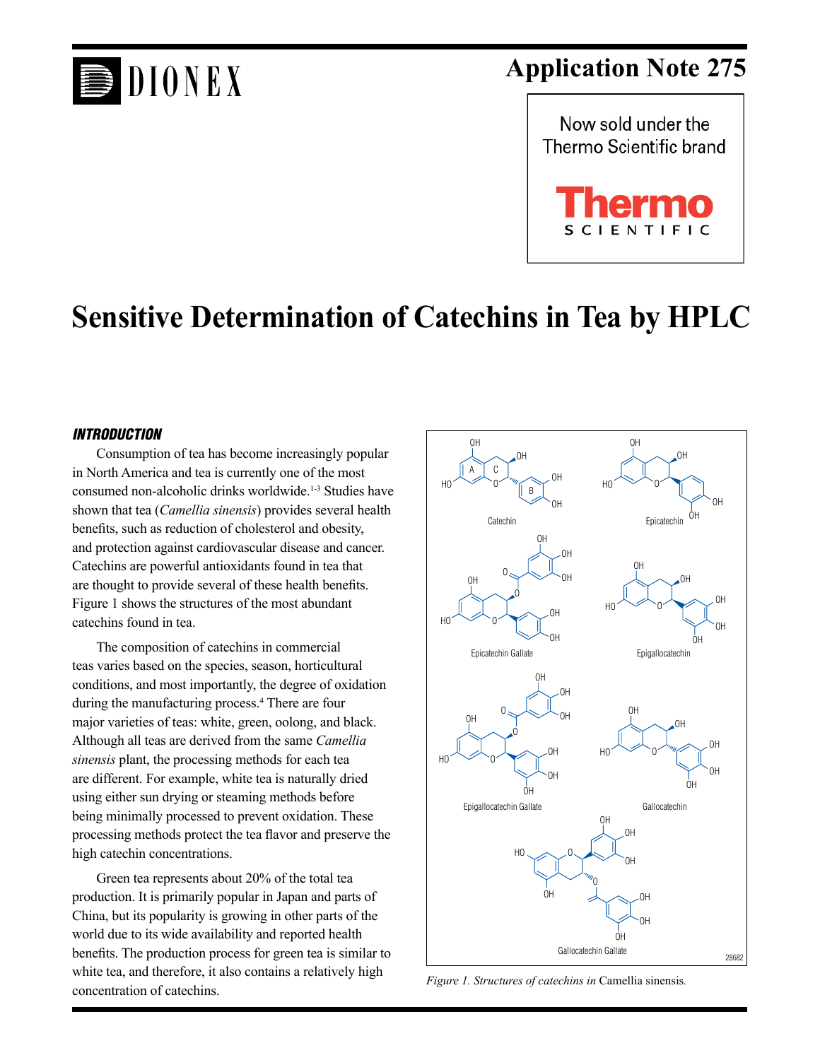Application Note 275

Now sold under the Thermo Scientific brand

# Sensitive Determination of Catechins in Tea by HPLC

## INTRODUCTION

Consumption of tea has become increasingly popular in North America and tea is currently one of the most consumed non-alcoholic drinks worldwide.[1-3] Studies have shown that tea (*Camellia sinensis*) provides several health benefits, such as reduction of cholesterol and obesity, and protection against cardiovascular disease and cancer. Catechins are powerful antioxidants found in tea that are thought to provide several of these health benefits. Figure 1 shows the structures of the most abundant catechins found in tea.

The composition of catechins in commercial teas varies based on the species, season, horticultural conditions, and most importantly, the degree of oxidation during the manufacturing process.[4] There are four major varieties of teas: white, green, oolong, and black. Although all teas are derived from the same *Camellia sinensis* plant, the processing methods for each tea are different. For example, white tea is naturally dried using either sun drying or steaming methods before being minimally processed to prevent oxidation. These processing methods protect the tea flavor and preserve the high catechin concentrations.

Green tea represents about 20% of the total tea production. It is primarily popular in Japan and parts of China, but its popularity is growing in other parts of the world due to its wide availability and reported health benefits. The production process for green tea is similar to white tea, and therefore, it also contains a relatively high concentration of catechins.

Catechin, Epicatechin, Epicatechin Gallate, Epigallocatechin, Epigallocatechin Gallate, Gallocatechin, Gallocatechin Gallate

*Figure 1. Structures of catechins in* Camellia sinensis.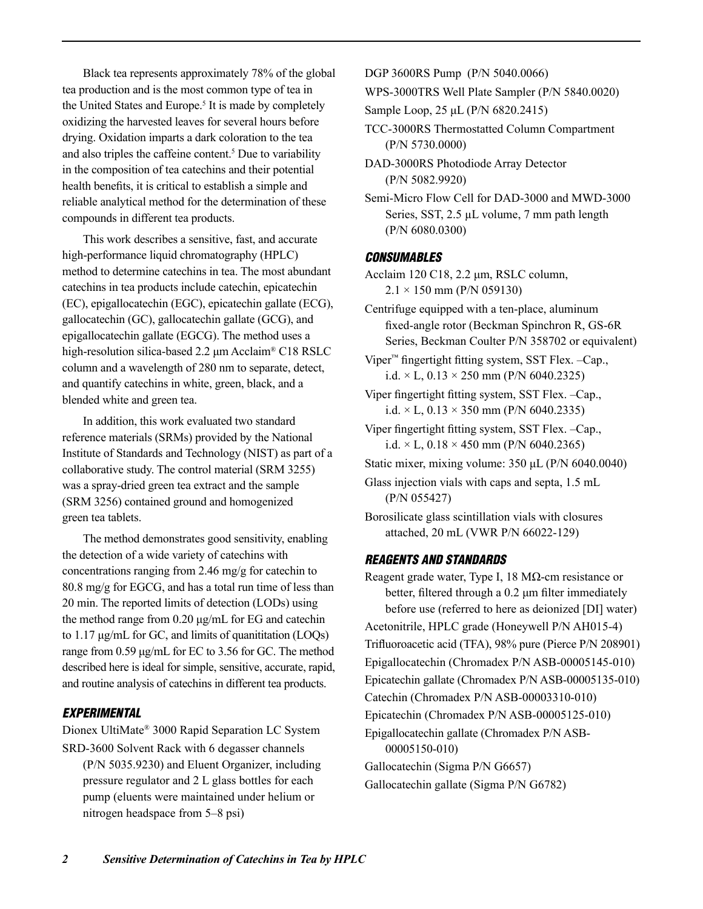Black tea represents approximately 78% of the global tea production and is the most common type of tea in the United States and Europe.[5] It is made by completely oxidizing the harvested leaves for several hours before drying. Oxidation imparts a dark coloration to the tea and also triples the caffeine content.[5] Due to variability in the composition of tea catechins and their potential health benefits, it is critical to establish a simple and reliable analytical method for the determination of these compounds in different tea products.

This work describes a sensitive, fast, and accurate high-performance liquid chromatography (HPLC) method to determine catechins in tea. The most abundant catechins in tea products include catechin, epicatechin (EC), epigallocatechin (EGC), epicatechin gallate (ECG), gallocatechin (GC), gallocatechin gallate (GCG), and epigallocatechin gallate (EGCG). The method uses a high-resolution silica-based 2.2 µm Acclaim® C18 RSLC column and a wavelength of 280 nm to separate, detect, and quantify catechins in white, green, black, and a blended white and green tea.

In addition, this work evaluated two standard reference materials (SRMs) provided by the National Institute of Standards and Technology (NIST) as part of a collaborative study. The control material (SRM 3255) was a spray-dried green tea extract and the sample (SRM 3256) contained ground and homogenized green tea tablets.

The method demonstrates good sensitivity, enabling the detection of a wide variety of catechins with concentrations ranging from 2.46 mg/g for catechin to 80.8 mg/g for EGCG, and has a total run time of less than 20 min. The reported limits of detection (LODs) using the method range from 0.20 µg/mL for EG and catechin to 1.17 µg/mL for GC, and limits of quanititation (LOQs) range from 0.59 µg/mL for EC to 3.56 for GC. The method described here is ideal for simple, sensitive, accurate, rapid, and routine analysis of catechins in different tea products.

## EXPERIMENTAL

Dionex UltiMate® 3000 Rapid Separation LC System

SRD-3600 Solvent Rack with 6 degasser channels (P/N 5035.9230) and Eluent Organizer, including pressure regulator and 2 L glass bottles for each pump (eluents were maintained under helium or nitrogen headspace from 5–8 psi)

DGP 3600RS Pump (P/N 5040.0066)

WPS-3000TRS Well Plate Sampler (P/N 5840.0020)

Sample Loop, 25 µL (P/N 6820.2415)

TCC-3000RS Thermostatted Column Compartment (P/N 5730.0000)

DAD-3000RS Photodiode Array Detector (P/N 5082.9920)

Semi-Micro Flow Cell for DAD-3000 and MWD-3000 Series, SST, 2.5 µL volume, 7 mm path length (P/N 6080.0300)

### CONSUMABLES

Acclaim 120 C18, 2.2 µm, RSLC column, 2.1 × 150 mm (P/N 059130)

Centrifuge equipped with a ten-place, aluminum fixed-angle rotor (Beckman Spinchron R, GS-6R Series, Beckman Coulter P/N 358702 or equivalent)

Viper™ fingertight fitting system, SST Flex. –Cap., i.d. × L, 0.13 × 250 mm (P/N 6040.2325)

Viper fingertight fitting system, SST Flex. –Cap., i.d. × L, 0.13 × 350 mm (P/N 6040.2335)

Viper fingertight fitting system, SST Flex. –Cap., i.d. × L, 0.18 × 450 mm (P/N 6040.2365)

Static mixer, mixing volume: 350 µL (P/N 6040.0040)

Glass injection vials with caps and septa, 1.5 mL (P/N 055427)

Borosilicate glass scintillation vials with closures attached, 20 mL (VWR P/N 66022-129)

### REAGENTS AND STANDARDS

Reagent grade water, Type I, 18 MΩ-cm resistance or better, filtered through a 0.2 µm filter immediately before use (referred to here as deionized [DI] water)

Acetonitrile, HPLC grade (Honeywell P/N AH015-4)

Trifluoroacetic acid (TFA), 98% pure (Pierce P/N 208901)

Epigallocatechin (Chromadex P/N ASB-00005145-010)

Epicatechin gallate (Chromadex P/N ASB-00005135-010)

Catechin (Chromadex P/N ASB-00003310-010)

Epicatechin (Chromadex P/N ASB-00005125-010)

Epigallocatechin gallate (Chromadex P/N ASB-00005150-010)

Gallocatechin (Sigma P/N G6657)

Gallocatechin gallate (Sigma P/N G6782)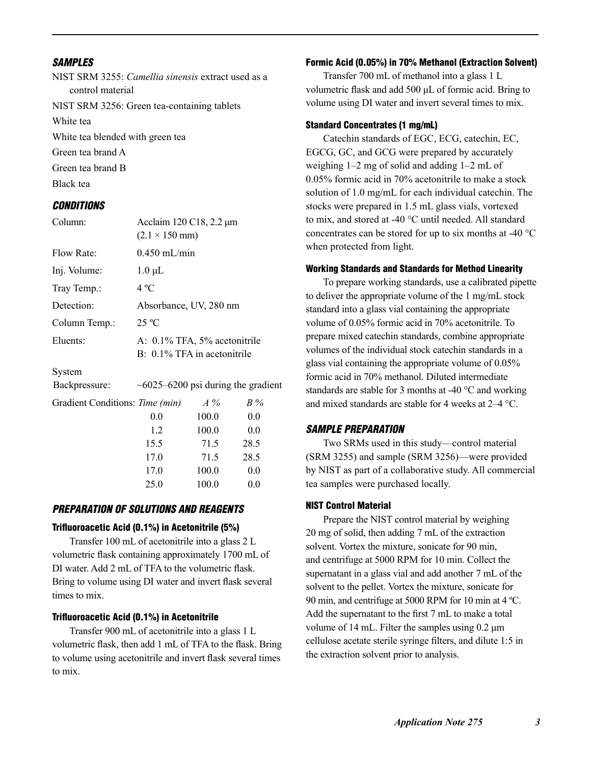## SAMPLES

NIST SRM 3255: *Camellia sinensis* extract used as a control material

NIST SRM 3256: Green tea-containing tablets

White tea

White tea blended with green tea

Green tea brand A

Green tea brand B

Black tea

## CONDITIONS

| | |
|---|---|
| Column: | Acclaim 120 C18, 2.2 µm (2.1 × 150 mm) |
| Flow Rate: | 0.450 mL/min |
| Inj. Volume: | 1.0 µL |
| Tray Temp.: | 4 ºC |
| Detection: | Absorbance, UV, 280 nm |
| Column Temp.: | 25 ºC |
| Eluents: | A: 0.1% TFA, 5% acetonitrile<br>B: 0.1% TFA in acetonitrile |
| System Backpressure: | ~6025–6200 psi during the gradient |

Gradient Conditions:

| *Time (min)* | *A %* | *B %* |
|---|---|---|
| 0.0 | 100.0 | 0.0 |
| 1.2 | 100.0 | 0.0 |
| 15.5 | 71.5 | 28.5 |
| 17.0 | 71.5 | 28.5 |
| 17.0 | 100.0 | 0.0 |
| 25.0 | 100.0 | 0.0 |

## PREPARATION OF SOLUTIONS AND REAGENTS

### Trifluoroacetic Acid (0.1%) in Acetonitrile (5%)

Transfer 100 mL of acetonitrile into a glass 2 L volumetric flask containing approximately 1700 mL of DI water. Add 2 mL of TFA to the volumetric flask. Bring to volume using DI water and invert flask several times to mix.

### Trifluoroacetic Acid (0.1%) in Acetonitrile

Transfer 900 mL of acetonitrile into a glass 1 L volumetric flask, then add 1 mL of TFA to the flask. Bring to volume using acetonitrile and invert flask several times to mix.

### Formic Acid (0.05%) in 70% Methanol (Extraction Solvent)

Transfer 700 mL of methanol into a glass 1 L volumetric flask and add 500 µL of formic acid. Bring to volume using DI water and invert several times to mix.

### Standard Concentrates (1 mg/mL)

Catechin standards of EGC, ECG, catechin, EC, EGCG, GC, and GCG were prepared by accurately weighing 1–2 mg of solid and adding 1–2 mL of 0.05% formic acid in 70% acetonitrile to make a stock solution of 1.0 mg/mL for each individual catechin. The stocks were prepared in 1.5 mL glass vials, vortexed to mix, and stored at -40 °C until needed. All standard concentrates can be stored for up to six months at -40 °C when protected from light.

### Working Standards and Standards for Method Linearity

To prepare working standards, use a calibrated pipette to deliver the appropriate volume of the 1 mg/mL stock standard into a glass vial containing the appropriate volume of 0.05% formic acid in 70% acetonitrile. To prepare mixed catechin standards, combine appropriate volumes of the individual stock catechin standards in a glass vial containing the appropriate volume of 0.05% formic acid in 70% methanol. Diluted intermediate standards are stable for 3 months at -40 °C and working and mixed standards are stable for 4 weeks at 2–4 °C.

## SAMPLE PREPARATION

Two SRMs used in this study—control material (SRM 3255) and sample (SRM 3256)—were provided by NIST as part of a collaborative study. All commercial tea samples were purchased locally.

### NIST Control Material

Prepare the NIST control material by weighing 20 mg of solid, then adding 7 mL of the extraction solvent. Vortex the mixture, sonicate for 90 min, and centrifuge at 5000 RPM for 10 min. Collect the supernatant in a glass vial and add another 7 mL of the solvent to the pellet. Vortex the mixture, sonicate for 90 min, and centrifuge at 5000 RPM for 10 min at 4 ºC. Add the supernatant to the first 7 mL to make a total volume of 14 mL. Filter the samples using 0.2 µm cellulose acetate sterile syringe filters, and dilute 1:5 in the extraction solvent prior to analysis.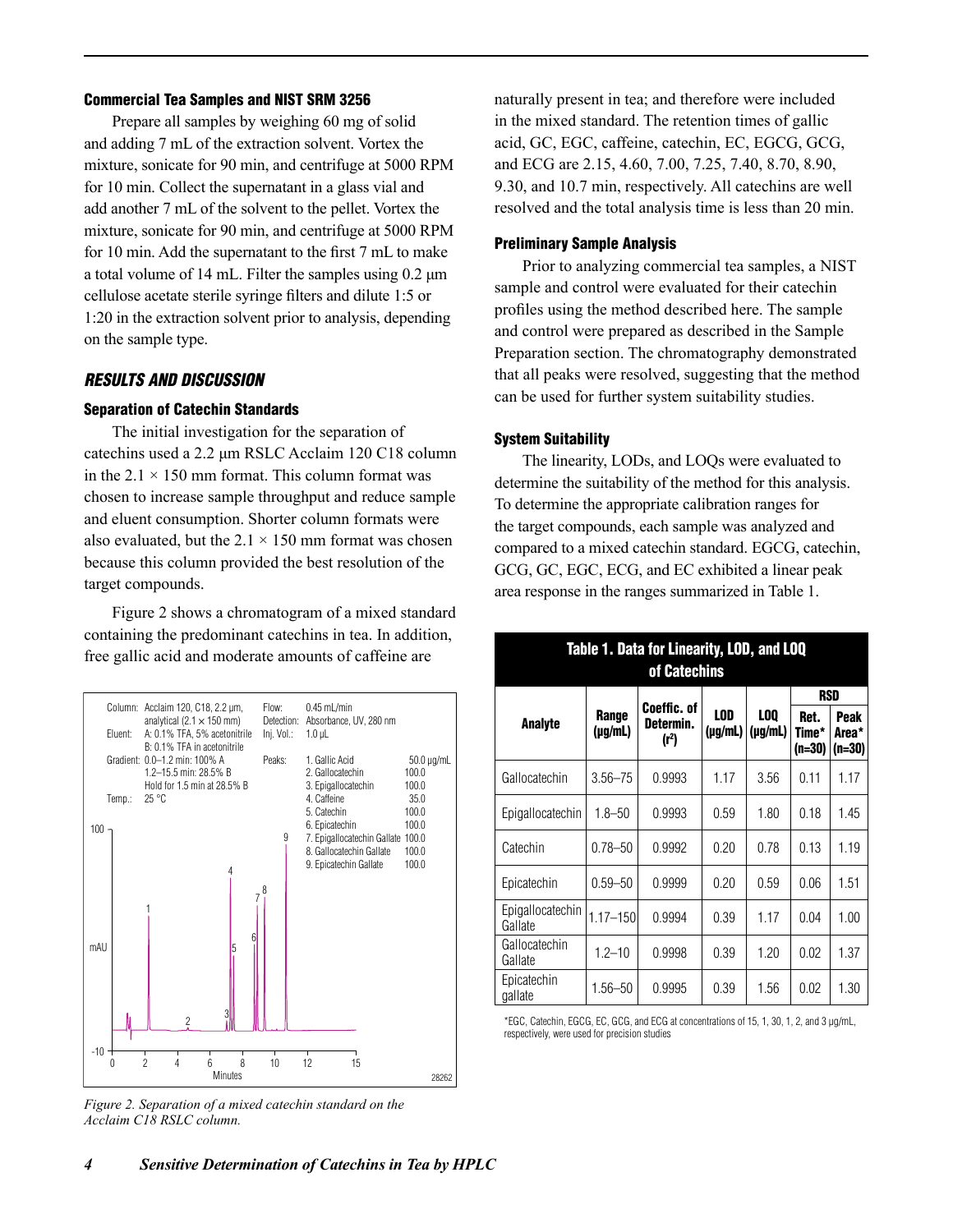### Commercial Tea Samples and NIST SRM 3256

Prepare all samples by weighing 60 mg of solid and adding 7 mL of the extraction solvent. Vortex the mixture, sonicate for 90 min, and centrifuge at 5000 RPM for 10 min. Collect the supernatant in a glass vial and add another 7 mL of the solvent to the pellet. Vortex the mixture, sonicate for 90 min, and centrifuge at 5000 RPM for 10 min. Add the supernatant to the first 7 mL to make a total volume of 14 mL. Filter the samples using 0.2 µm cellulose acetate sterile syringe filters and dilute 1:5 or 1:20 in the extraction solvent prior to analysis, depending on the sample type.

## RESULTS AND DISCUSSION

### Separation of Catechin Standards

The initial investigation for the separation of catechins used a 2.2 µm RSLC Acclaim 120 C18 column in the 2.1 × 150 mm format. This column format was chosen to increase sample throughput and reduce sample and eluent consumption. Shorter column formats were also evaluated, but the 2.1 × 150 mm format was chosen because this column provided the best resolution of the target compounds.

Figure 2 shows a chromatogram of a mixed standard containing the predominant catechins in tea. In addition, free gallic acid and moderate amounts of caffeine are naturally present in tea; and therefore were included in the mixed standard. The retention times of gallic acid, GC, EGC, caffeine, catechin, EC, EGCG, GCG, and ECG are 2.15, 4.60, 7.00, 7.25, 7.40, 8.70, 8.90, 9.30, and 10.7 min, respectively. All catechins are well resolved and the total analysis time is less than 20 min.

*Figure 2. Separation of a mixed catechin standard on the Acclaim C18 RSLC column.*

### Preliminary Sample Analysis

Prior to analyzing commercial tea samples, a NIST sample and control were evaluated for their catechin profiles using the method described here. The sample and control were prepared as described in the Sample Preparation section. The chromatography demonstrated that all peaks were resolved, suggesting that the method can be used for further system suitability studies.

### System Suitability

The linearity, LODs, and LOQs were evaluated to determine the suitability of the method for this analysis. To determine the appropriate calibration ranges for the target compounds, each sample was analyzed and compared to a mixed catechin standard. EGCG, catechin, GCG, GC, EGC, ECG, and EC exhibited a linear peak area response in the ranges summarized in Table 1.

**Table 1. Data for Linearity, LOD, and LOQ of Catechins**

| Analyte | Range (µg/mL) | Coeffic. of Determin. ($r^2$) | LOD (µg/mL) | LOQ (µg/mL) | RSD | |
|---|---|---|---|---|---|---|
| | | | | | Ret. Time* (n=30) | Peak Area* (n=30) |
| Gallocatechin | 3.56–75 | 0.9993 | 1.17 | 3.56 | 0.11 | 1.17 |
| Epigallocatechin | 1.8–50 | 0.9993 | 0.59 | 1.80 | 0.18 | 1.45 |
| Catechin | 0.78–50 | 0.9992 | 0.20 | 0.78 | 0.13 | 1.19 |
| Epicatechin | 0.59–50 | 0.9999 | 0.20 | 0.59 | 0.06 | 1.51 |
| Epigallocatechin Gallate | 1.17–150 | 0.9994 | 0.39 | 1.17 | 0.04 | 1.00 |
| Gallocatechin Gallate | 1.2–10 | 0.9998 | 0.39 | 1.20 | 0.02 | 1.37 |
| Epicatechin gallate | 1.56–50 | 0.9995 | 0.39 | 1.56 | 0.02 | 1.30 |

*EGC, Catechin, EGCG, EC, GCG, and ECG at concentrations of 15, 1, 30, 1, 2, and 3 µg/mL, respectively, were used for precision studies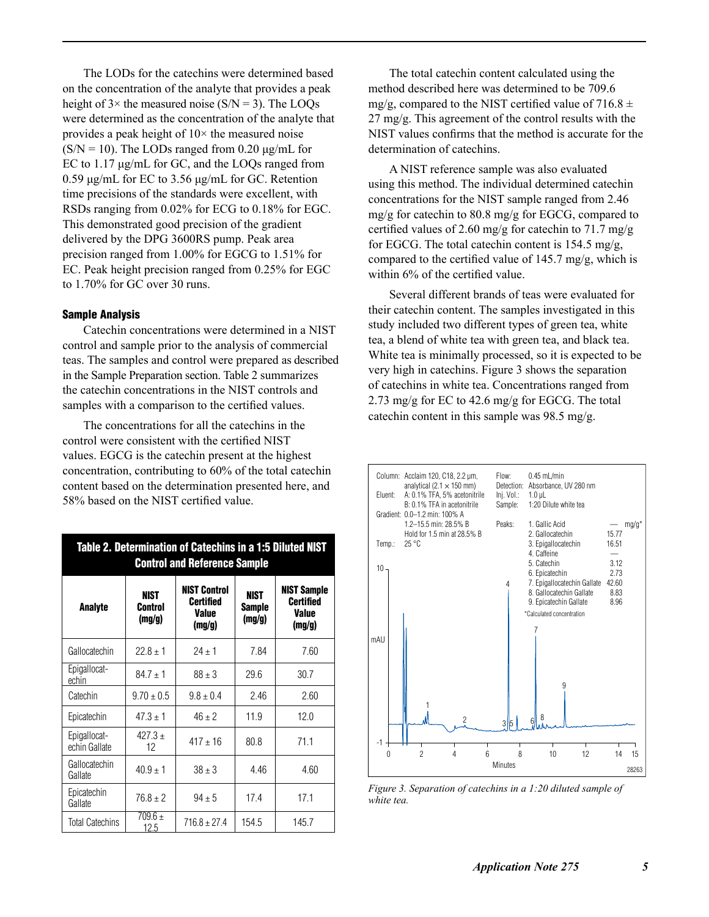The LODs for the catechins were determined based on the concentration of the analyte that provides a peak height of 3× the measured noise (S/N = 3). The LOQs were determined as the concentration of the analyte that provides a peak height of 10× the measured noise (S/N = 10). The LODs ranged from 0.20 µg/mL for EC to 1.17 µg/mL for GC, and the LOQs ranged from 0.59 µg/mL for EC to 3.56 µg/mL for GC. Retention time precisions of the standards were excellent, with RSDs ranging from 0.02% for ECG to 0.18% for EGC. This demonstrated good precision of the gradient delivered by the DPG 3600RS pump. Peak area precision ranged from 1.00% for EGCG to 1.51% for EC. Peak height precision ranged from 0.25% for EGC to 1.70% for GC over 30 runs.

### Sample Analysis

Catechin concentrations were determined in a NIST control and sample prior to the analysis of commercial teas. The samples and control were prepared as described in the Sample Preparation section. Table 2 summarizes the catechin concentrations in the NIST controls and samples with a comparison to the certified values.

The concentrations for all the catechins in the control were consistent with the certified NIST values. EGCG is the catechin present at the highest concentration, contributing to 60% of the total catechin content based on the determination presented here, and 58% based on the NIST certified value.

**Table 2. Determination of Catechins in a 1:5 Diluted NIST Control and Reference Sample**

| Analyte | NIST Control (mg/g) | NIST Control Certified Value (mg/g) | NIST Sample (mg/g) | NIST Sample Certified Value (mg/g) |
|---|---|---|---|---|
| Gallocatechin | 22.8 ± 1 | 24 ± 1 | 7.84 | 7.60 |
| Epigallocatechin | 84.7 ± 1 | 88 ± 3 | 29.6 | 30.7 |
| Catechin | 9.70 ± 0.5 | 9.8 ± 0.4 | 2.46 | 2.60 |
| Epicatechin | 47.3 ± 1 | 46 ± 2 | 11.9 | 12.0 |
| Epigallocatechin Gallate | 427.3 ± 12 | 417 ± 16 | 80.8 | 71.1 |
| Gallocatechin Gallate | 40.9 ± 1 | 38 ± 3 | 4.46 | 4.60 |
| Epicatechin Gallate | 76.8 ± 2 | 94 ± 5 | 17.4 | 17.1 |
| Total Catechins | 709.6 ± 12.5 | 716.8 ± 27.4 | 154.5 | 145.7 |

The total catechin content calculated using the method described here was determined to be 709.6 mg/g, compared to the NIST certified value of 716.8 ± 27 mg/g. This agreement of the control results with the NIST values confirms that the method is accurate for the determination of catechins.

A NIST reference sample was also evaluated using this method. The individual determined catechin concentrations for the NIST sample ranged from 2.46 mg/g for catechin to 80.8 mg/g for EGCG, compared to certified values of 2.60 mg/g for catechin to 71.7 mg/g for EGCG. The total catechin content is 154.5 mg/g, compared to the certified value of 145.7 mg/g, which is within 6% of the certified value.

Several different brands of teas were evaluated for their catechin content. The samples investigated in this study included two different types of green tea, white tea, a blend of white tea with green tea, and black tea. White tea is minimally processed, so it is expected to be very high in catechins. Figure 3 shows the separation of catechins in white tea. Concentrations ranged from 2.73 mg/g for EC to 42.6 mg/g for EGCG. The total catechin content in this sample was 98.5 mg/g.

Column: Acclaim 120, C18, 2.2 µm, analytical (2.1 × 150 mm)
Eluent: A: 0.1% TFA, 5% acetonitrile; B: 0.1% TFA in acetonitrile
Gradient: 0.0–1.2 min: 100% A; 1.2–15.5 min: 28.5% B; Hold for 1.5 min at 28.5% B
Temp.: 25 °C
Flow: 0.45 mL/min
Detection: Absorbance, UV 280 nm
Inj. Vol.: 1.0 µL
Sample: 1:20 Dilute white tea

| Peaks: | mg/g* |
|---|---|
| 1. Gallic Acid | — |
| 2. Gallocatechin | 15.77 |
| 3. Epigallocatechin | 16.51 |
| 4. Caffeine | — |
| 5. Catechin | 3.12 |
| 6. Epicatechin | 2.73 |
| 7. Epigallocatechin Gallate | 42.60 |
| 8. Gallocatechin Gallate | 8.83 |
| 9. Epicatechin Gallate | 8.96 |

*Calculated concentration

*Figure 3. Separation of catechins in a 1:20 diluted sample of white tea.*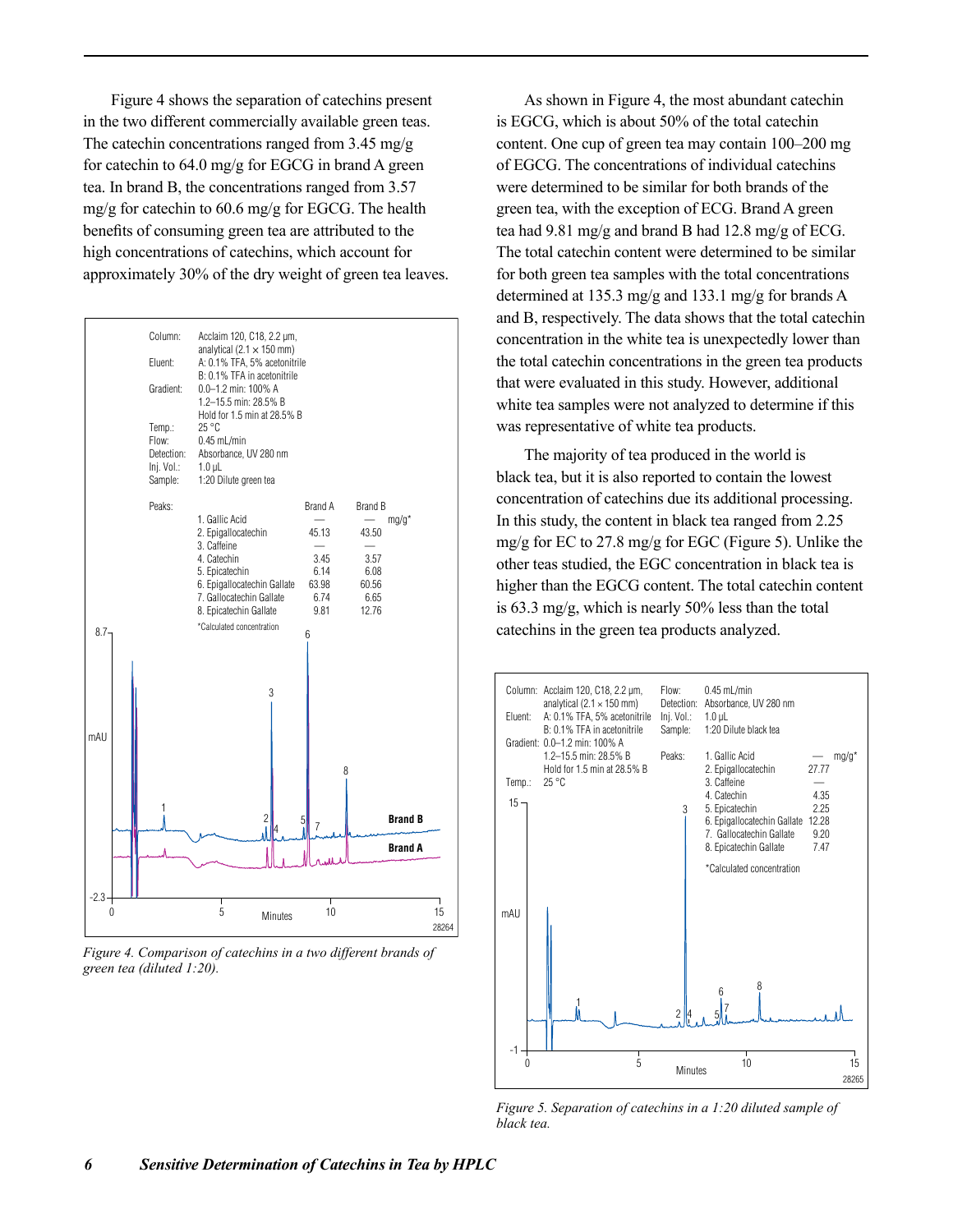Figure 4 shows the separation of catechins present in the two different commercially available green teas. The catechin concentrations ranged from 3.45 mg/g for catechin to 64.0 mg/g for EGCG in brand A green tea. In brand B, the concentrations ranged from 3.57 mg/g for catechin to 60.6 mg/g for EGCG. The health benefits of consuming green tea are attributed to the high concentrations of catechins, which account for approximately 30% of the dry weight of green tea leaves.

Column: Acclaim 120, C18, 2.2 µm, analytical (2.1 × 150 mm)
Eluent: A: 0.1% TFA, 5% acetonitrile
B: 0.1% TFA in acetonitrile
Gradient: 0.0–1.2 min: 100% A
1.2–15.5 min: 28.5% B
Hold for 1.5 min at 28.5% B
Temp.: 25 °C
Flow: 0.45 mL/min
Detection: Absorbance, UV 280 nm
Inj. Vol.: 1.0 µL
Sample: 1:20 Dilute green tea

| Peaks | Brand A | Brand B (mg/g*) |
|---|---|---|
| 1. Gallic Acid | — | — |
| 2. Epigallocatechin | 45.13 | 43.50 |
| 3. Caffeine | — | — |
| 4. Catechin | 3.45 | 3.57 |
| 5. Epicatechin | 6.14 | 6.08 |
| 6. Epigallocatechin Gallate | 63.98 | 60.56 |
| 7. Gallocatechin Gallate | 6.74 | 6.65 |
| 8. Epicatechin Gallate | 9.81 | 12.76 |

*Calculated concentration

*Figure 4. Comparison of catechins in a two different brands of green tea (diluted 1:20).*

As shown in Figure 4, the most abundant catechin is EGCG, which is about 50% of the total catechin content. One cup of green tea may contain 100–200 mg of EGCG. The concentrations of individual catechins were determined to be similar for both brands of the green tea, with the exception of ECG. Brand A green tea had 9.81 mg/g and brand B had 12.8 mg/g of ECG. The total catechin content were determined to be similar for both green tea samples with the total concentrations determined at 135.3 mg/g and 133.1 mg/g for brands A and B, respectively. The data shows that the total catechin concentration in the white tea is unexpectedly lower than the total catechin concentrations in the green tea products that were evaluated in this study. However, additional white tea samples were not analyzed to determine if this was representative of white tea products.

The majority of tea produced in the world is black tea, but it is also reported to contain the lowest concentration of catechins due its additional processing. In this study, the content in black tea ranged from 2.25 mg/g for EC to 27.8 mg/g for EGC (Figure 5). Unlike the other teas studied, the EGC concentration in black tea is higher than the EGCG content. The total catechin content is 63.3 mg/g, which is nearly 50% less than the total catechins in the green tea products analyzed.

Column: Acclaim 120, C18, 2.2 µm, analytical (2.1 × 150 mm)
Eluent: A: 0.1% TFA, 5% acetonitrile
B: 0.1% TFA in acetonitrile
Gradient: 0.0–1.2 min: 100% A
1.2–15.5 min: 28.5% B
Hold for 1.5 min at 28.5% B
Temp.: 25 °C
Flow: 0.45 mL/min
Detection: Absorbance, UV 280 nm
Inj. Vol.: 1.0 µL
Sample: 1:20 Dilute black tea

| Peaks | mg/g* |
|---|---|
| 1. Gallic Acid | — |
| 2. Epigallocatechin | 27.77 |
| 3. Caffeine | — |
| 4. Catechin | 4.35 |
| 5. Epicatechin | 2.25 |
| 6. Epigallocatechin Gallate | 12.28 |
| 7. Gallocatechin Gallate | 9.20 |
| 8. Epicatechin Gallate | 7.47 |

*Calculated concentration

*Figure 5. Separation of catechins in a 1:20 diluted sample of black tea.*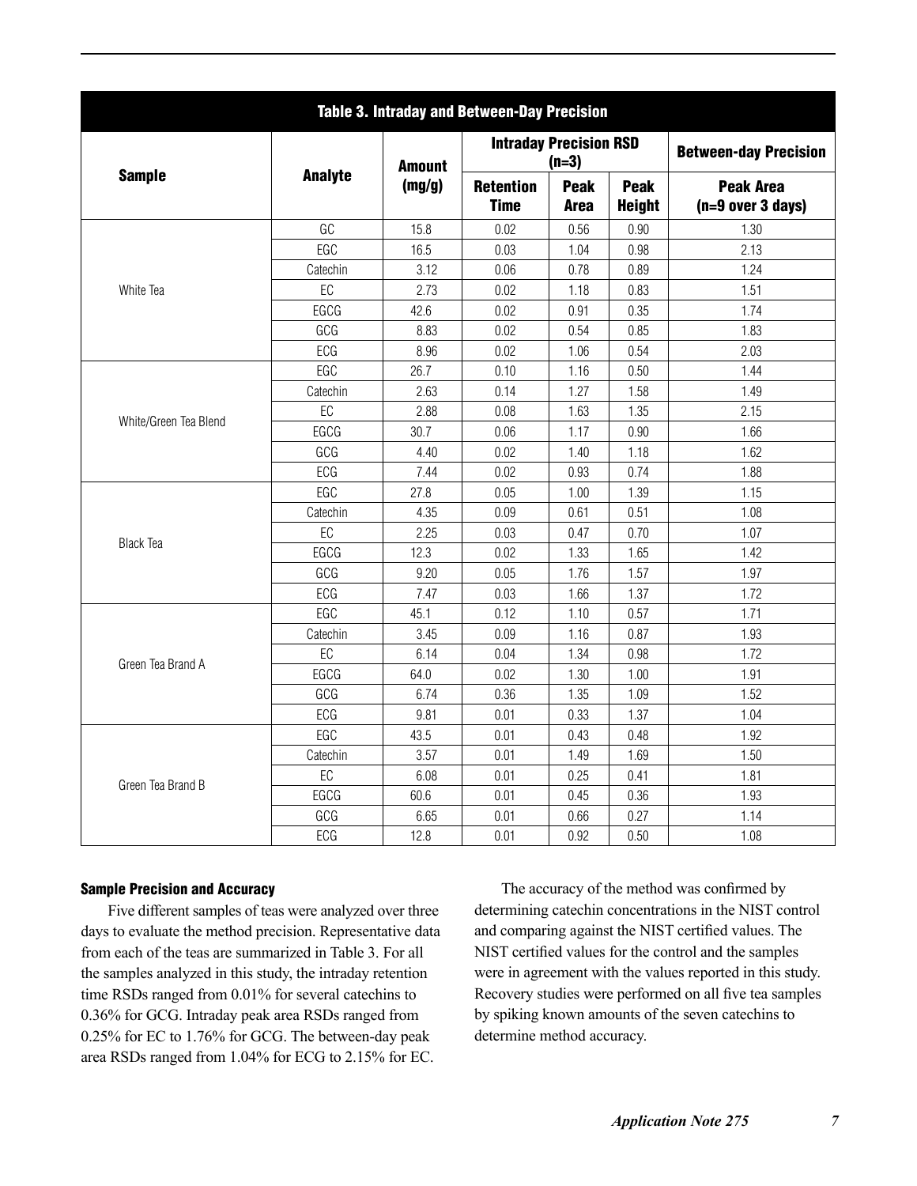**Table 3. Intraday and Between-Day Precision**

| Sample | Analyte | Amount (mg/g) | Intraday Precision RSD (n=3) | | | Between-day Precision |
|---|---|---|---|---|---|---|
| | | | Retention Time | Peak Area | Peak Height | Peak Area (n=9 over 3 days) |
| White Tea | GC | 15.8 | 0.02 | 0.56 | 0.90 | 1.30 |
| | EGC | 16.5 | 0.03 | 1.04 | 0.98 | 2.13 |
| | Catechin | 3.12 | 0.06 | 0.78 | 0.89 | 1.24 |
| | EC | 2.73 | 0.02 | 1.18 | 0.83 | 1.51 |
| | EGCG | 42.6 | 0.02 | 0.91 | 0.35 | 1.74 |
| | GCG | 8.83 | 0.02 | 0.54 | 0.85 | 1.83 |
| | ECG | 8.96 | 0.02 | 1.06 | 0.54 | 2.03 |
| White/Green Tea Blend | EGC | 26.7 | 0.10 | 1.16 | 0.50 | 1.44 |
| | Catechin | 2.63 | 0.14 | 1.27 | 1.58 | 1.49 |
| | EC | 2.88 | 0.08 | 1.63 | 1.35 | 2.15 |
| | EGCG | 30.7 | 0.06 | 1.17 | 0.90 | 1.66 |
| | GCG | 4.40 | 0.02 | 1.40 | 1.18 | 1.62 |
| | ECG | 7.44 | 0.02 | 0.93 | 0.74 | 1.88 |
| Black Tea | EGC | 27.8 | 0.05 | 1.00 | 1.39 | 1.15 |
| | Catechin | 4.35 | 0.09 | 0.61 | 0.51 | 1.08 |
| | EC | 2.25 | 0.03 | 0.47 | 0.70 | 1.07 |
| | EGCG | 12.3 | 0.02 | 1.33 | 1.65 | 1.42 |
| | GCG | 9.20 | 0.05 | 1.76 | 1.57 | 1.97 |
| | ECG | 7.47 | 0.03 | 1.66 | 1.37 | 1.72 |
| Green Tea Brand A | EGC | 45.1 | 0.12 | 1.10 | 0.57 | 1.71 |
| | Catechin | 3.45 | 0.09 | 1.16 | 0.87 | 1.93 |
| | EC | 6.14 | 0.04 | 1.34 | 0.98 | 1.72 |
| | EGCG | 64.0 | 0.02 | 1.30 | 1.00 | 1.91 |
| | GCG | 6.74 | 0.36 | 1.35 | 1.09 | 1.52 |
| | ECG | 9.81 | 0.01 | 0.33 | 1.37 | 1.04 |
| Green Tea Brand B | EGC | 43.5 | 0.01 | 0.43 | 0.48 | 1.92 |
| | Catechin | 3.57 | 0.01 | 1.49 | 1.69 | 1.50 |
| | EC | 6.08 | 0.01 | 0.25 | 0.41 | 1.81 |
| | EGCG | 60.6 | 0.01 | 0.45 | 0.36 | 1.93 |
| | GCG | 6.65 | 0.01 | 0.66 | 0.27 | 1.14 |
| | ECG | 12.8 | 0.01 | 0.92 | 0.50 | 1.08 |

### Sample Precision and Accuracy

Five different samples of teas were analyzed over three days to evaluate the method precision. Representative data from each of the teas are summarized in Table 3. For all the samples analyzed in this study, the intraday retention time RSDs ranged from 0.01% for several catechins to 0.36% for GCG. Intraday peak area RSDs ranged from 0.25% for EC to 1.76% for GCG. The between-day peak area RSDs ranged from 1.04% for ECG to 2.15% for EC.

The accuracy of the method was confirmed by determining catechin concentrations in the NIST control and comparing against the NIST certified values. The NIST certified values for the control and the samples were in agreement with the values reported in this study. Recovery studies were performed on all five tea samples by spiking known amounts of the seven catechins to determine method accuracy.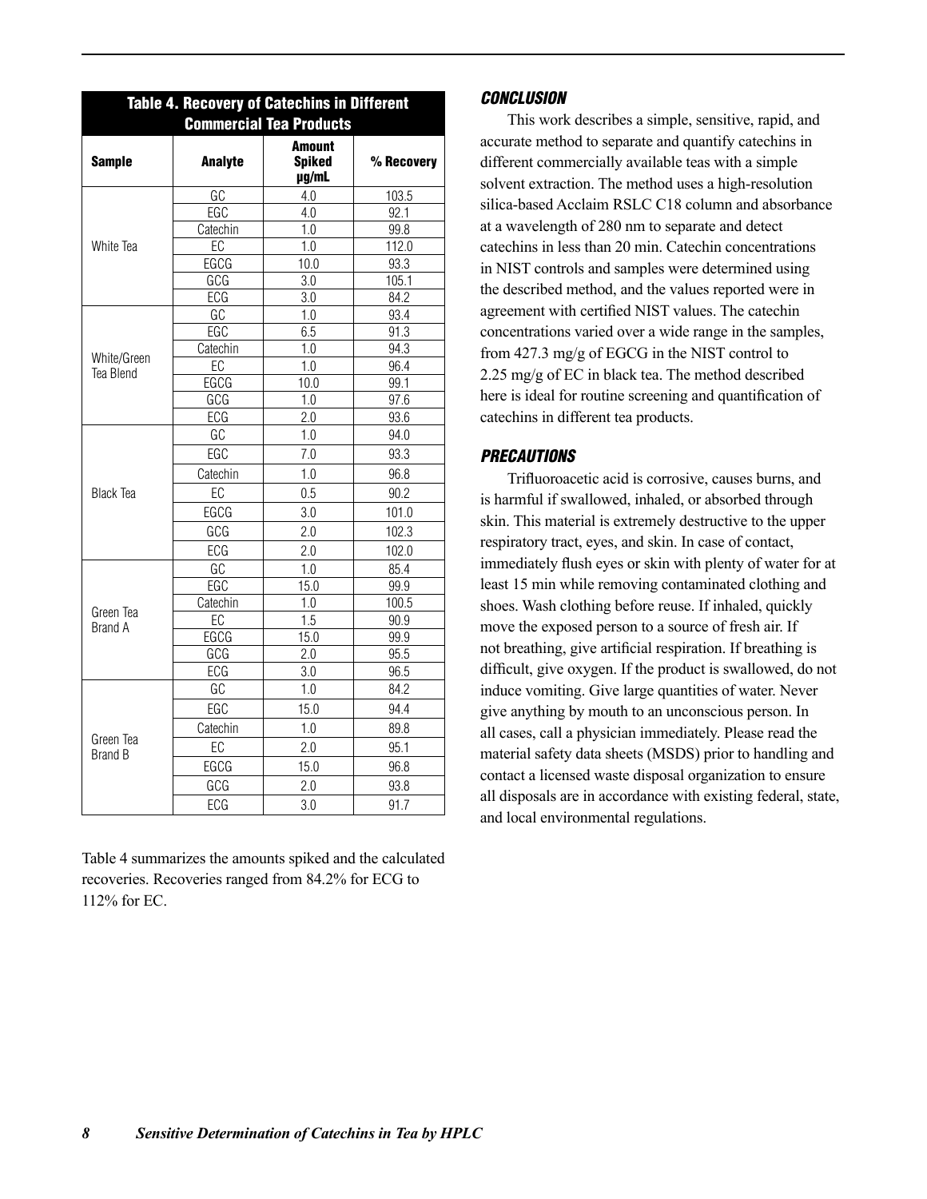**Table 4. Recovery of Catechins in Different Commercial Tea Products**

| Sample | Analyte | Amount Spiked µg/mL | % Recovery |
|---|---|---|---|
| White Tea | GC | 4.0 | 103.5 |
| | EGC | 4.0 | 92.1 |
| | Catechin | 1.0 | 99.8 |
| | EC | 1.0 | 112.0 |
| | EGCG | 10.0 | 93.3 |
| | GCG | 3.0 | 105.1 |
| | ECG | 3.0 | 84.2 |
| White/Green Tea Blend | GC | 1.0 | 93.4 |
| | EGC | 6.5 | 91.3 |
| | Catechin | 1.0 | 94.3 |
| | EC | 1.0 | 96.4 |
| | EGCG | 10.0 | 99.1 |
| | GCG | 1.0 | 97.6 |
| | ECG | 2.0 | 93.6 |
| Black Tea | GC | 1.0 | 94.0 |
| | EGC | 7.0 | 93.3 |
| | Catechin | 1.0 | 96.8 |
| | EC | 0.5 | 90.2 |
| | EGCG | 3.0 | 101.0 |
| | GCG | 2.0 | 102.3 |
| | ECG | 2.0 | 102.0 |
| Green Tea Brand A | GC | 1.0 | 85.4 |
| | EGC | 15.0 | 99.9 |
| | Catechin | 1.0 | 100.5 |
| | EC | 1.5 | 90.9 |
| | EGCG | 15.0 | 99.9 |
| | GCG | 2.0 | 95.5 |
| | ECG | 3.0 | 96.5 |
| Green Tea Brand B | GC | 1.0 | 84.2 |
| | EGC | 15.0 | 94.4 |
| | Catechin | 1.0 | 89.8 |
| | EC | 2.0 | 95.1 |
| | EGCG | 15.0 | 96.8 |
| | GCG | 2.0 | 93.8 |
| | ECG | 3.0 | 91.7 |

Table 4 summarizes the amounts spiked and the calculated recoveries. Recoveries ranged from 84.2% for ECG to 112% for EC.

## CONCLUSION

This work describes a simple, sensitive, rapid, and accurate method to separate and quantify catechins in different commercially available teas with a simple solvent extraction. The method uses a high-resolution silica-based Acclaim RSLC C18 column and absorbance at a wavelength of 280 nm to separate and detect catechins in less than 20 min. Catechin concentrations in NIST controls and samples were determined using the described method, and the values reported were in agreement with certified NIST values. The catechin concentrations varied over a wide range in the samples, from 427.3 mg/g of EGCG in the NIST control to 2.25 mg/g of EC in black tea. The method described here is ideal for routine screening and quantification of catechins in different tea products.

## PRECAUTIONS

Trifluoroacetic acid is corrosive, causes burns, and is harmful if swallowed, inhaled, or absorbed through skin. This material is extremely destructive to the upper respiratory tract, eyes, and skin. In case of contact, immediately flush eyes or skin with plenty of water for at least 15 min while removing contaminated clothing and shoes. Wash clothing before reuse. If inhaled, quickly move the exposed person to a source of fresh air. If not breathing, give artificial respiration. If breathing is difficult, give oxygen. If the product is swallowed, do not induce vomiting. Give large quantities of water. Never give anything by mouth to an unconscious person. In all cases, call a physician immediately. Please read the material safety data sheets (MSDS) prior to handling and contact a licensed waste disposal organization to ensure all disposals are in accordance with existing federal, state, and local environmental regulations.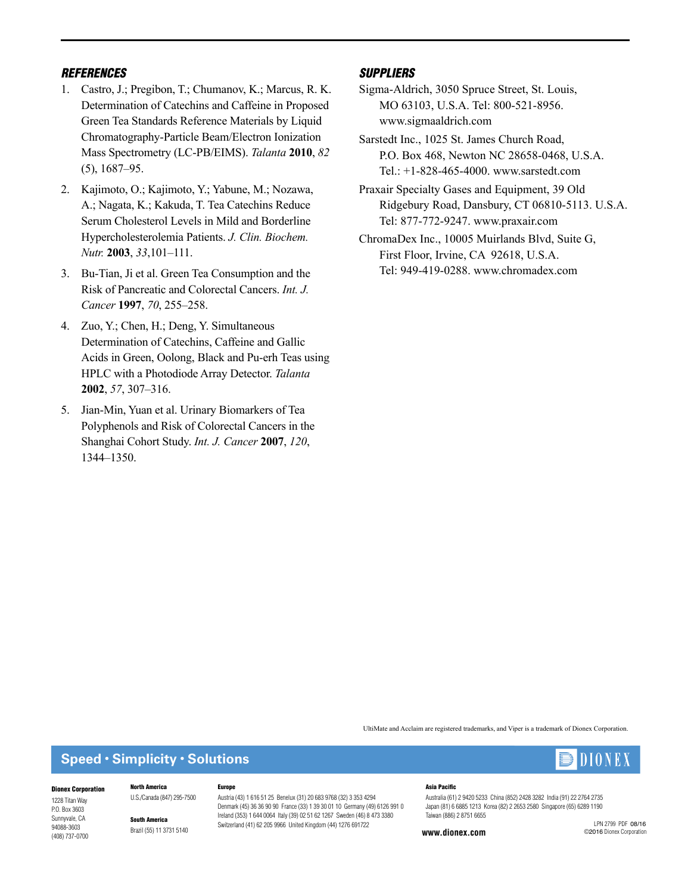### *REFERENCES*

1. Castro, J.; Pregibon, T.; Chumanov, K.; Marcus, R. K. Determination of Catechins and Caffeine in Proposed Green Tea Standards Reference Materials by Liquid Chromatography-Particle Beam/Electron Ionization Mass Spectrometry (LC-PB/EIMS). *Talanta* **2010**, *82* (5), 1687–95.
2. Kajimoto, O.; Kajimoto, Y.; Yabune, M.; Nozawa, A.; Nagata, K.; Kakuda, T. Tea Catechins Reduce Serum Cholesterol Levels in Mild and Borderline Hypercholesterolemia Patients. *J. Clin. Biochem. Nutr.* **2003**, *33*,101–111.
3. Bu-Tian, Ji et al. Green Tea Consumption and the Risk of Pancreatic and Colorectal Cancers. *Int. J. Cancer* **1997**, *70*, 255–258.
4. Zuo, Y.; Chen, H.; Deng, Y. Simultaneous Determination of Catechins, Caffeine and Gallic Acids in Green, Oolong, Black and Pu-erh Teas using HPLC with a Photodiode Array Detector. *Talanta* **2002**, *57*, 307–316.
5. Jian-Min, Yuan et al. Urinary Biomarkers of Tea Polyphenols and Risk of Colorectal Cancers in the Shanghai Cohort Study. *Int. J. Cancer* **2007**, *120*, 1344–1350.

### *SUPPLIERS*

Sigma-Aldrich, 3050 Spruce Street, St. Louis, MO 63103, U.S.A. Tel: 800-521-8956. www.sigmaaldrich.com

Sarstedt Inc., 1025 St. James Church Road, P.O. Box 468, Newton NC 28658-0468, U.S.A. Tel.: +1-828-465-4000. www.sarstedt.com

Praxair Specialty Gases and Equipment, 39 Old Ridgebury Road, Dansbury, CT 06810-5113. U.S.A. Tel: 877-772-9247. www.praxair.com

ChromaDex Inc., 10005 Muirlands Blvd, Suite G, First Floor, Irvine, CA 92618, U.S.A. Tel: 949-419-0288. www.chromadex.com

UltiMate and Acclaim are registered trademarks, and Viper is a trademark of Dionex Corporation.

**Speed • Simplicity • Solutions**

DIONEX

**Dionex Corporation**
1228 Titan Way
P.O. Box 3603
Sunnyvale, CA
94088-3603
(408) 737-0700

**North America**
U.S./Canada (847) 295-7500

**South America**
Brazil (55) 11 3731 5140

**Europe**
Austria (43) 1 616 51 25 Benelux (31) 20 683 9768 (32) 3 353 4294
Denmark (45) 36 36 90 90 France (33) 1 39 30 01 10 Germany (49) 6126 991 0
Ireland (353) 1 644 0064 Italy (39) 02 51 62 1267 Sweden (46) 8 473 3380
Switzerland (41) 62 205 9966 United Kingdom (44) 1276 691722

**Asia Pacific**
Australia (61) 2 9420 5233 China (852) 2428 3282 India (91) 22 2764 2735
Japan (81) 6 6885 1213 Korea (82) 2 2653 2580 Singapore (65) 6289 1190
Taiwan (886) 2 8751 6655

**www.dionex.com**

LPN 2799 PDF 08/16
©2016 Dionex Corporation